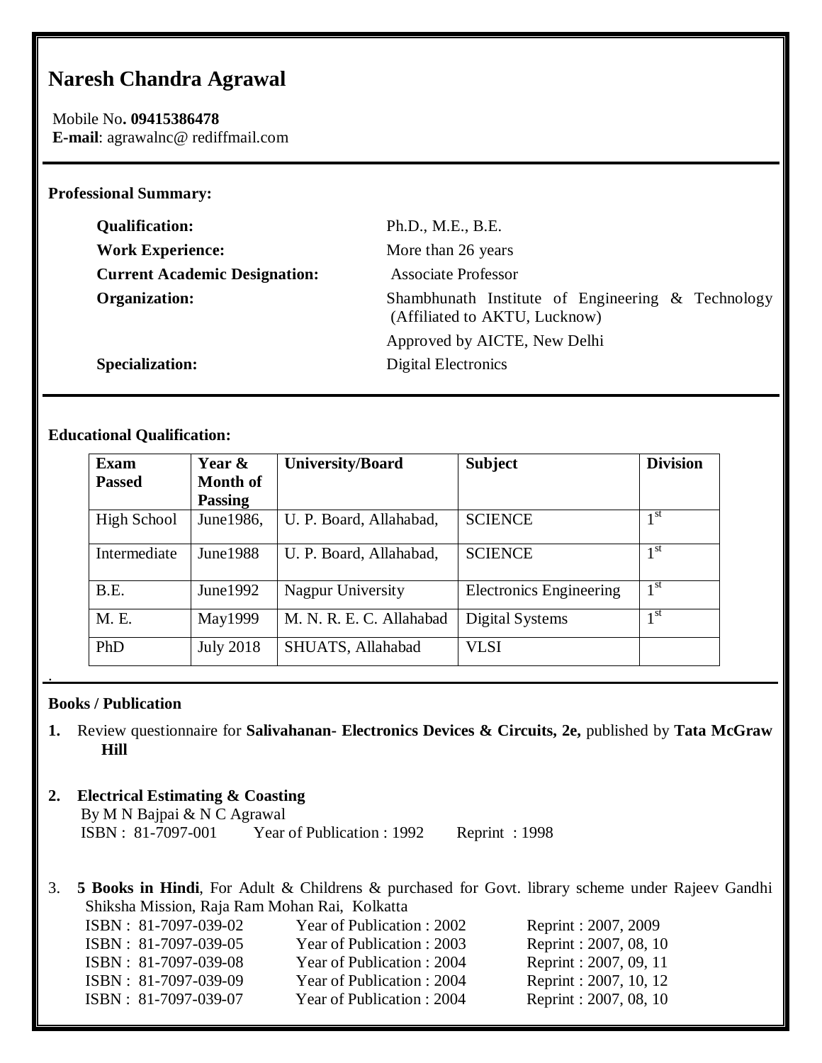# Naresh Chandra Agrawal

Mobile No**. 09415386478**
**E-mail**: agrawalnc@ rediffmail.com

**Professional Summary:**

| | |
|---|---|
| **Qualification:** | Ph.D., M.E., B.E. |
| **Work Experience:** | More than 26 years |
| **Current Academic Designation:** | Associate Professor |
| **Organization:** | Shambhunath Institute of Engineering & Technology (Affiliated to AKTU, Lucknow)<br>Approved by AICTE, New Delhi |
| **Specialization:** | Digital Electronics |

**Educational Qualification:**

| Exam Passed | Year & Month of Passing | University/Board | Subject | Division |
|---|---|---|---|---|
| High School | June1986, | U. P. Board, Allahabad, | SCIENCE | 1st |
| Intermediate | June1988 | U. P. Board, Allahabad, | SCIENCE | 1st |
| B.E. | June1992 | Nagpur University | Electronics Engineering | 1st |
| M. E. | May1999 | M. N. R. E. C. Allahabad | Digital Systems | 1st |
| PhD | July 2018 | SHUATS, Allahabad | VLSI | |

.

**Books / Publication**

1. Review questionnaire for **Salivahanan- Electronics Devices & Circuits, 2e,** published by **Tata McGraw Hill**

2. **Electrical Estimating & Coasting**
   By M N Bajpai & N C Agrawal
   ISBN : 81-7097-001 Year of Publication : 1992 Reprint : 1998

3. **5 Books in Hindi**, For Adult & Childrens & purchased for Govt. library scheme under Rajeev Gandhi Shiksha Mission, Raja Ram Mohan Rai, Kolkatta

| | | |
|---|---|---|
| ISBN : 81-7097-039-02 | Year of Publication : 2002 | Reprint : 2007, 2009 |
| ISBN : 81-7097-039-05 | Year of Publication : 2003 | Reprint : 2007, 08, 10 |
| ISBN : 81-7097-039-08 | Year of Publication : 2004 | Reprint : 2007, 09, 11 |
| ISBN : 81-7097-039-09 | Year of Publication : 2004 | Reprint : 2007, 10, 12 |
| ISBN : 81-7097-039-07 | Year of Publication : 2004 | Reprint : 2007, 08, 10 |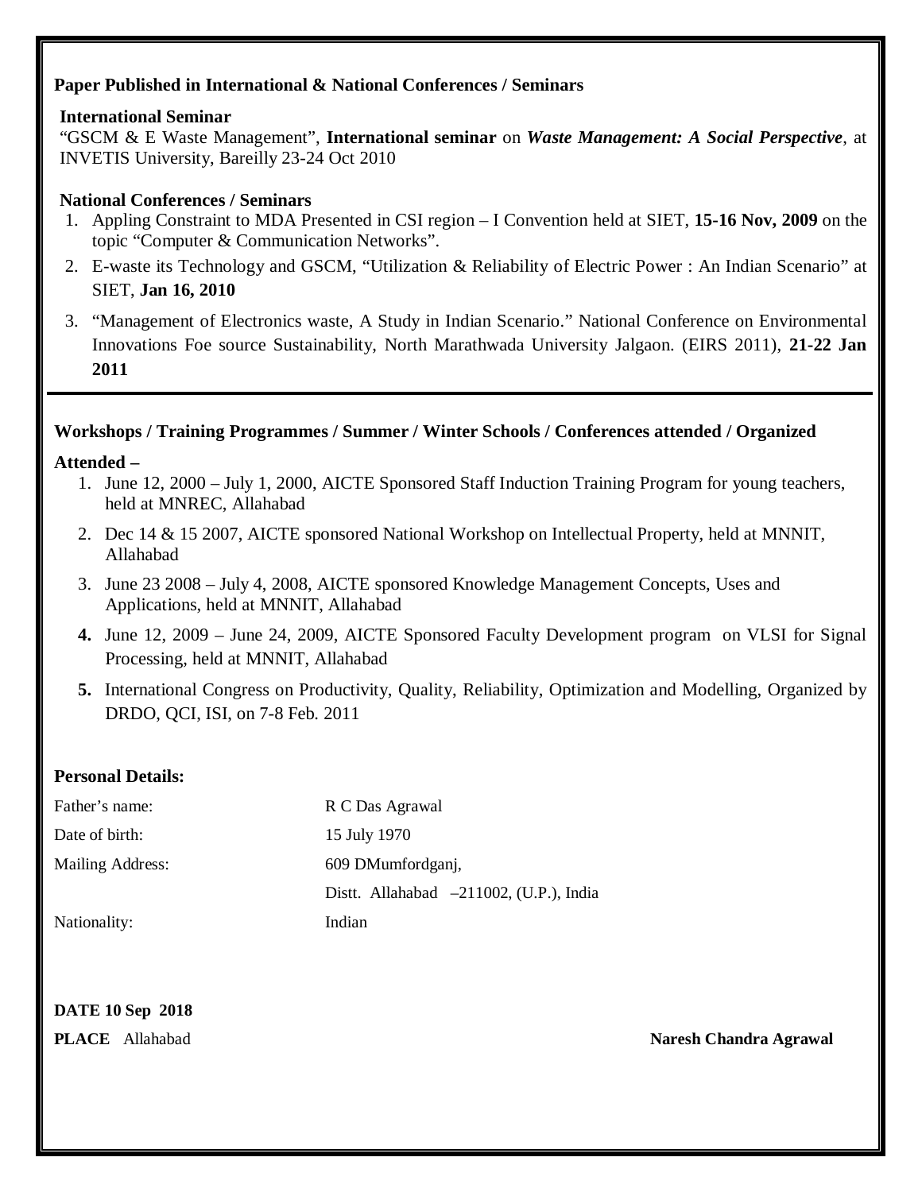**Paper Published in International & National Conferences / Seminars**

**International Seminar**

"GSCM & E Waste Management", **International seminar** on ***Waste Management: A Social Perspective***, at INVETIS University, Bareilly 23-24 Oct 2010

**National Conferences / Seminars**

1. Appling Constraint to MDA Presented in CSI region – I Convention held at SIET, **15-16 Nov, 2009** on the topic "Computer & Communication Networks".
2. E-waste its Technology and GSCM, "Utilization & Reliability of Electric Power : An Indian Scenario" at SIET, **Jan 16, 2010**
3. "Management of Electronics waste, A Study in Indian Scenario." National Conference on Environmental Innovations Foe source Sustainability, North Marathwada University Jalgaon. (EIRS 2011), **21-22 Jan 2011**

**Workshops / Training Programmes / Summer / Winter Schools / Conferences attended / Organized**

**Attended –**

1. June 12, 2000 – July 1, 2000, AICTE Sponsored Staff Induction Training Program for young teachers, held at MNREC, Allahabad
2. Dec 14 & 15 2007, AICTE sponsored National Workshop on Intellectual Property, held at MNNIT, Allahabad
3. June 23 2008 – July 4, 2008, AICTE sponsored Knowledge Management Concepts, Uses and Applications, held at MNNIT, Allahabad
4. June 12, 2009 – June 24, 2009, AICTE Sponsored Faculty Development program on VLSI for Signal Processing, held at MNNIT, Allahabad
5. International Congress on Productivity, Quality, Reliability, Optimization and Modelling, Organized by DRDO, QCI, ISI, on 7-8 Feb. 2011

**Personal Details:**

| | |
|---|---|
| Father's name: | R C Das Agrawal |
| Date of birth: | 15 July 1970 |
| Mailing Address: | 609 DMumfordganj, |
| | Distt. Allahabad –211002, (U.P.), India |
| Nationality: | Indian |

**DATE 10 Sep 2018**

**PLACE** Allahabad

**Naresh Chandra Agrawal**